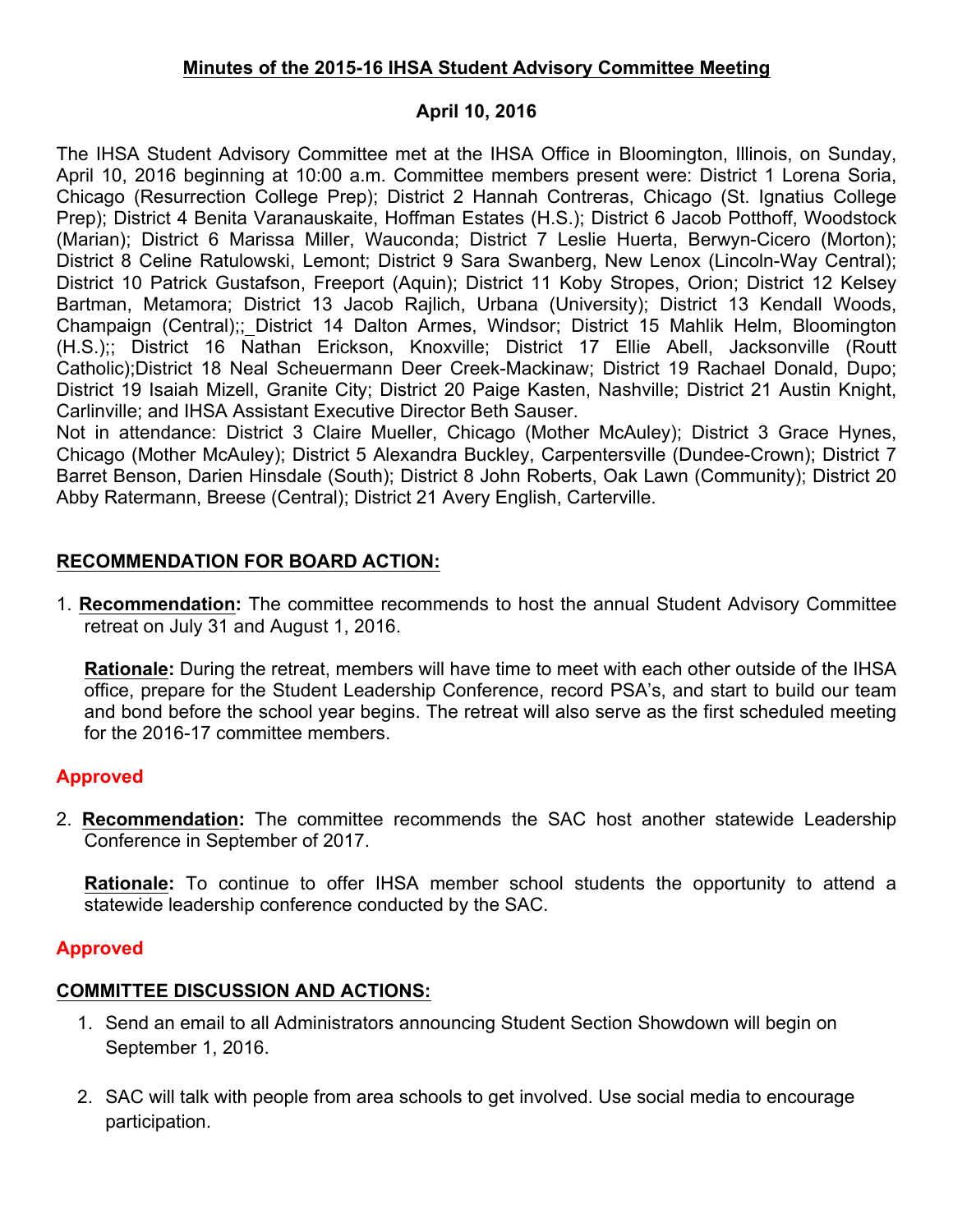**Minutes of the 2015-16 IHSA Student Advisory Committee Meeting**

**April 10, 2016**

The IHSA Student Advisory Committee met at the IHSA Office in Bloomington, Illinois, on Sunday, April 10, 2016 beginning at 10:00 a.m. Committee members present were: District 1 Lorena Soria, Chicago (Resurrection College Prep); District 2 Hannah Contreras, Chicago (St. Ignatius College Prep); District 4 Benita Varanauskaite, Hoffman Estates (H.S.); District 6 Jacob Potthoff, Woodstock (Marian); District 6 Marissa Miller, Wauconda; District 7 Leslie Huerta, Berwyn-Cicero (Morton); District 8 Celine Ratulowski, Lemont; District 9 Sara Swanberg, New Lenox (Lincoln-Way Central); District 10 Patrick Gustafson, Freeport (Aquin); District 11 Koby Stropes, Orion; District 12 Kelsey Bartman, Metamora; District 13 Jacob Rajlich, Urbana (University); District 13 Kendall Woods, Champaign (Central);; District 14 Dalton Armes, Windsor; District 15 Mahlik Helm, Bloomington (H.S.);; District 16 Nathan Erickson, Knoxville; District 17 Ellie Abell, Jacksonville (Routt Catholic);District 18 Neal Scheuermann Deer Creek-Mackinaw; District 19 Rachael Donald, Dupo; District 19 Isaiah Mizell, Granite City; District 20 Paige Kasten, Nashville; District 21 Austin Knight, Carlinville; and IHSA Assistant Executive Director Beth Sauser.
Not in attendance: District 3 Claire Mueller, Chicago (Mother McAuley); District 3 Grace Hynes, Chicago (Mother McAuley); District 5 Alexandra Buckley, Carpentersville (Dundee-Crown); District 7 Barret Benson, Darien Hinsdale (South); District 8 John Roberts, Oak Lawn (Community); District 20 Abby Ratermann, Breese (Central); District 21 Avery English, Carterville.

**RECOMMENDATION FOR BOARD ACTION:**

1. **Recommendation:** The committee recommends to host the annual Student Advisory Committee retreat on July 31 and August 1, 2016.

   **Rationale:** During the retreat, members will have time to meet with each other outside of the IHSA office, prepare for the Student Leadership Conference, record PSA's, and start to build our team and bond before the school year begins. The retreat will also serve as the first scheduled meeting for the 2016-17 committee members.

**Approved**

2. **Recommendation:** The committee recommends the SAC host another statewide Leadership Conference in September of 2017.

   **Rationale:** To continue to offer IHSA member school students the opportunity to attend a statewide leadership conference conducted by the SAC.

**Approved**

**COMMITTEE DISCUSSION AND ACTIONS:**

1. Send an email to all Administrators announcing Student Section Showdown will begin on September 1, 2016.

2. SAC will talk with people from area schools to get involved. Use social media to encourage participation.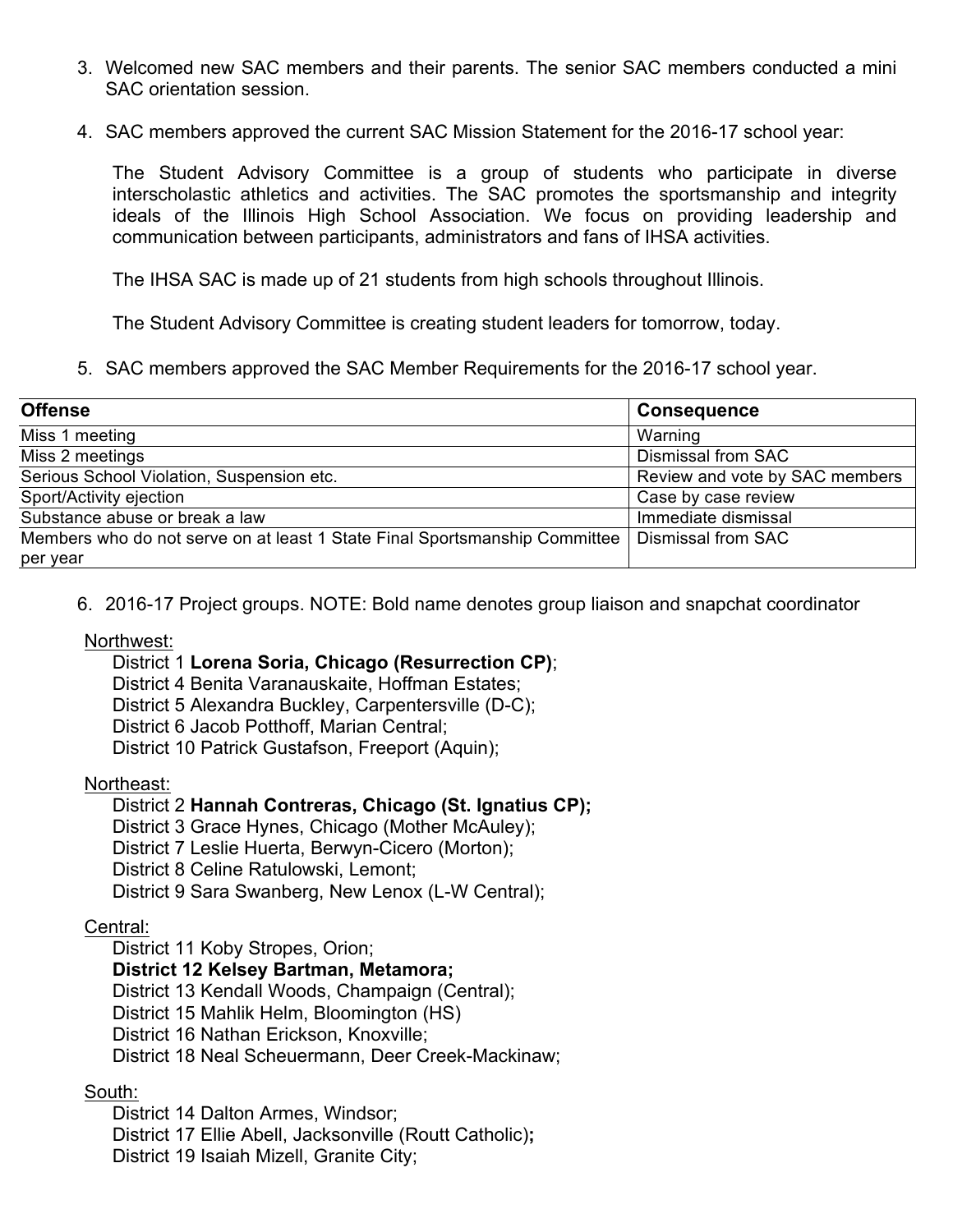3. Welcomed new SAC members and their parents. The senior SAC members conducted a mini SAC orientation session.

4. SAC members approved the current SAC Mission Statement for the 2016-17 school year:

   The Student Advisory Committee is a group of students who participate in diverse interscholastic athletics and activities. The SAC promotes the sportsmanship and integrity ideals of the Illinois High School Association. We focus on providing leadership and communication between participants, administrators and fans of IHSA activities.

   The IHSA SAC is made up of 21 students from high schools throughout Illinois.

   The Student Advisory Committee is creating student leaders for tomorrow, today.

5. SAC members approved the SAC Member Requirements for the 2016-17 school year.

| Offense | Consequence |
|---|---|
| Miss 1 meeting | Warning |
| Miss 2 meetings | Dismissal from SAC |
| Serious School Violation, Suspension etc. | Review and vote by SAC members |
| Sport/Activity ejection | Case by case review |
| Substance abuse or break a law | Immediate dismissal |
| Members who do not serve on at least 1 State Final Sportsmanship Committee per year | Dismissal from SAC |

6. 2016-17 Project groups. NOTE: Bold name denotes group liaison and snapchat coordinator

Northwest:

District 1 **Lorena Soria, Chicago (Resurrection CP)**;
District 4 Benita Varanauskaite, Hoffman Estates;
District 5 Alexandra Buckley, Carpentersville (D-C);
District 6 Jacob Potthoff, Marian Central;
District 10 Patrick Gustafson, Freeport (Aquin);

Northeast:

District 2 **Hannah Contreras, Chicago (St. Ignatius CP);**
District 3 Grace Hynes, Chicago (Mother McAuley);
District 7 Leslie Huerta, Berwyn-Cicero (Morton);
District 8 Celine Ratulowski, Lemont;
District 9 Sara Swanberg, New Lenox (L-W Central);

Central:

District 11 Koby Stropes, Orion;
**District 12 Kelsey Bartman, Metamora;**
District 13 Kendall Woods, Champaign (Central);
District 15 Mahlik Helm, Bloomington (HS)
District 16 Nathan Erickson, Knoxville;
District 18 Neal Scheuermann, Deer Creek-Mackinaw;

South:

District 14 Dalton Armes, Windsor;
District 17 Ellie Abell, Jacksonville (Routt Catholic)**;**
District 19 Isaiah Mizell, Granite City;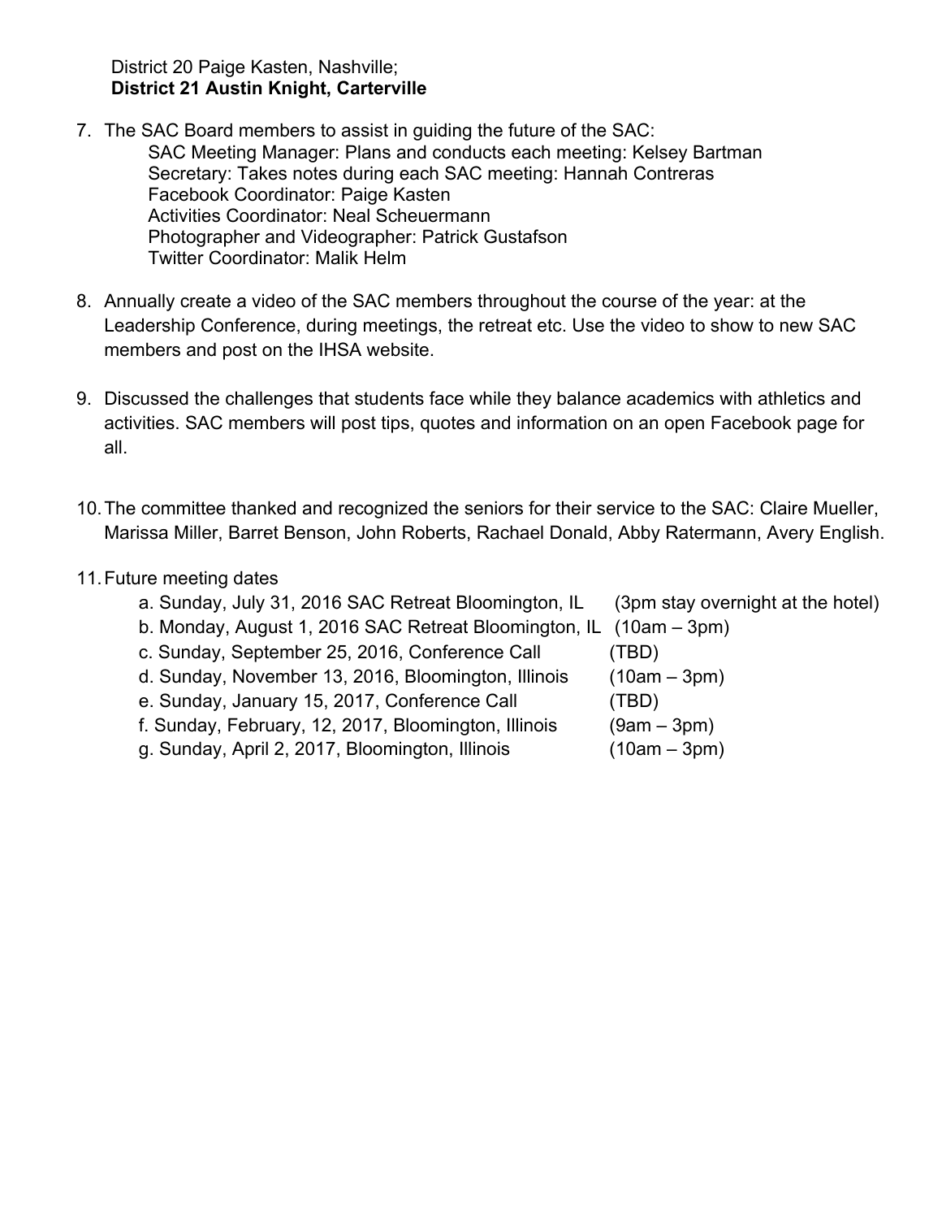District 20 Paige Kasten, Nashville;
**District 21 Austin Knight, Carterville**

7. The SAC Board members to assist in guiding the future of the SAC:
   SAC Meeting Manager: Plans and conducts each meeting: Kelsey Bartman
   Secretary: Takes notes during each SAC meeting: Hannah Contreras
   Facebook Coordinator: Paige Kasten
   Activities Coordinator: Neal Scheuermann
   Photographer and Videographer: Patrick Gustafson
   Twitter Coordinator: Malik Helm

8. Annually create a video of the SAC members throughout the course of the year: at the Leadership Conference, during meetings, the retreat etc. Use the video to show to new SAC members and post on the IHSA website.

9. Discussed the challenges that students face while they balance academics with athletics and activities. SAC members will post tips, quotes and information on an open Facebook page for all.

10. The committee thanked and recognized the seniors for their service to the SAC: Claire Mueller, Marissa Miller, Barret Benson, John Roberts, Rachael Donald, Abby Ratermann, Avery English.

11. Future meeting dates
    a. Sunday, July 31, 2016 SAC Retreat Bloomington, IL (3pm stay overnight at the hotel)
    b. Monday, August 1, 2016 SAC Retreat Bloomington, IL (10am – 3pm)
    c. Sunday, September 25, 2016, Conference Call (TBD)
    d. Sunday, November 13, 2016, Bloomington, Illinois (10am – 3pm)
    e. Sunday, January 15, 2017, Conference Call (TBD)
    f. Sunday, February, 12, 2017, Bloomington, Illinois (9am – 3pm)
    g. Sunday, April 2, 2017, Bloomington, Illinois (10am – 3pm)